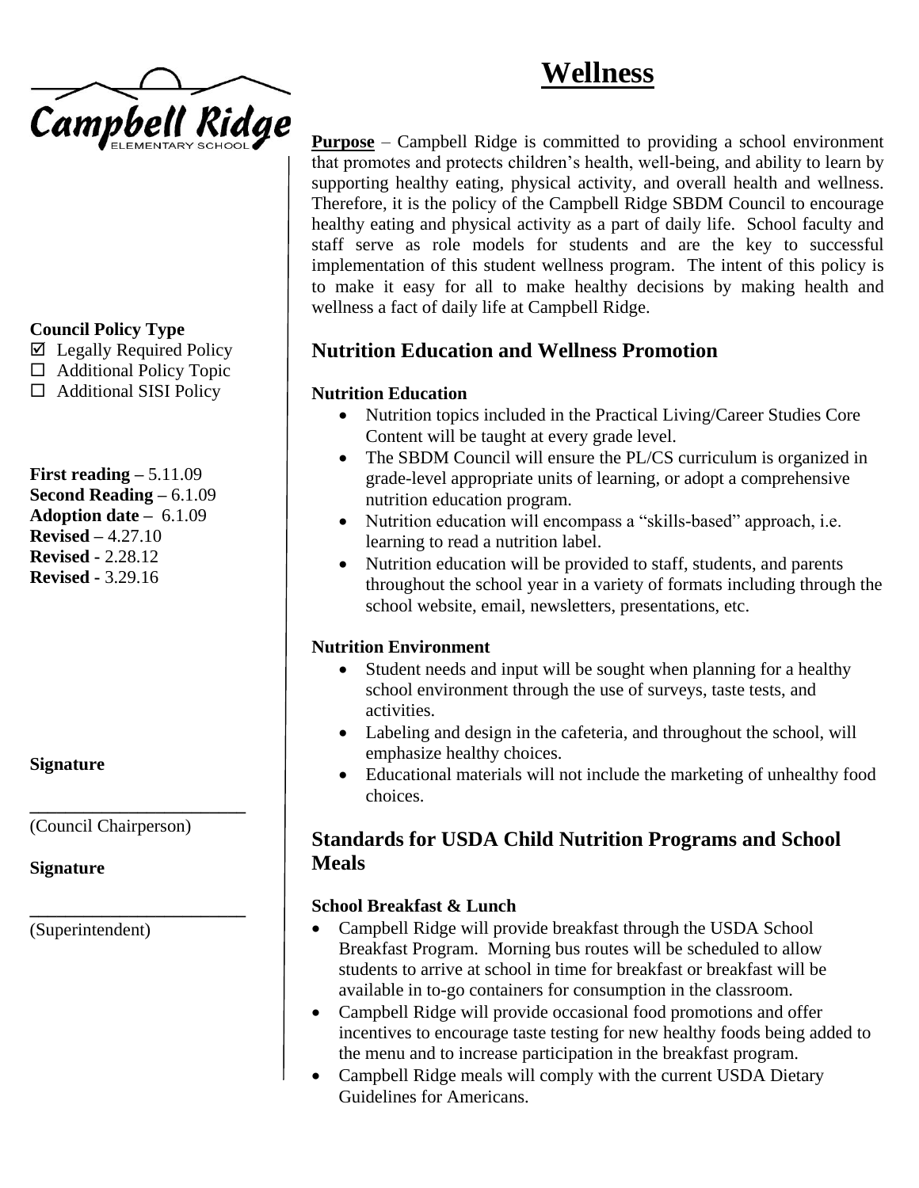Campbell Ridge ELEMENTARY SCHOOL

**Council Policy Type**

☑ Legally Required Policy
☐ Additional Policy Topic
☐ Additional SISI Policy

**First reading** – 5.11.09
**Second Reading** – 6.1.09
**Adoption date** – 6.1.09
**Revised** – 4.27.10
**Revised** - 2.28.12
**Revised** - 3.29.16

**Signature**

\_\_\_\_\_\_\_\_\_\_\_\_\_\_\_\_\_\_\_\_\_\_\_\_
(Council Chairperson)

**Signature**

\_\_\_\_\_\_\_\_\_\_\_\_\_\_\_\_\_\_\_\_\_\_\_\_
(Superintendent)

# Wellness

**Purpose** – Campbell Ridge is committed to providing a school environment that promotes and protects children's health, well-being, and ability to learn by supporting healthy eating, physical activity, and overall health and wellness. Therefore, it is the policy of the Campbell Ridge SBDM Council to encourage healthy eating and physical activity as a part of daily life. School faculty and staff serve as role models for students and are the key to successful implementation of this student wellness program. The intent of this policy is to make it easy for all to make healthy decisions by making health and wellness a fact of daily life at Campbell Ridge.

## Nutrition Education and Wellness Promotion

### Nutrition Education

- Nutrition topics included in the Practical Living/Career Studies Core Content will be taught at every grade level.
- The SBDM Council will ensure the PL/CS curriculum is organized in grade-level appropriate units of learning, or adopt a comprehensive nutrition education program.
- Nutrition education will encompass a "skills-based" approach, i.e. learning to read a nutrition label.
- Nutrition education will be provided to staff, students, and parents throughout the school year in a variety of formats including through the school website, email, newsletters, presentations, etc.

### Nutrition Environment

- Student needs and input will be sought when planning for a healthy school environment through the use of surveys, taste tests, and activities.
- Labeling and design in the cafeteria, and throughout the school, will emphasize healthy choices.
- Educational materials will not include the marketing of unhealthy food choices.

## Standards for USDA Child Nutrition Programs and School Meals

### School Breakfast & Lunch

- Campbell Ridge will provide breakfast through the USDA School Breakfast Program. Morning bus routes will be scheduled to allow students to arrive at school in time for breakfast or breakfast will be available in to-go containers for consumption in the classroom.
- Campbell Ridge will provide occasional food promotions and offer incentives to encourage taste testing for new healthy foods being added to the menu and to increase participation in the breakfast program.
- Campbell Ridge meals will comply with the current USDA Dietary Guidelines for Americans.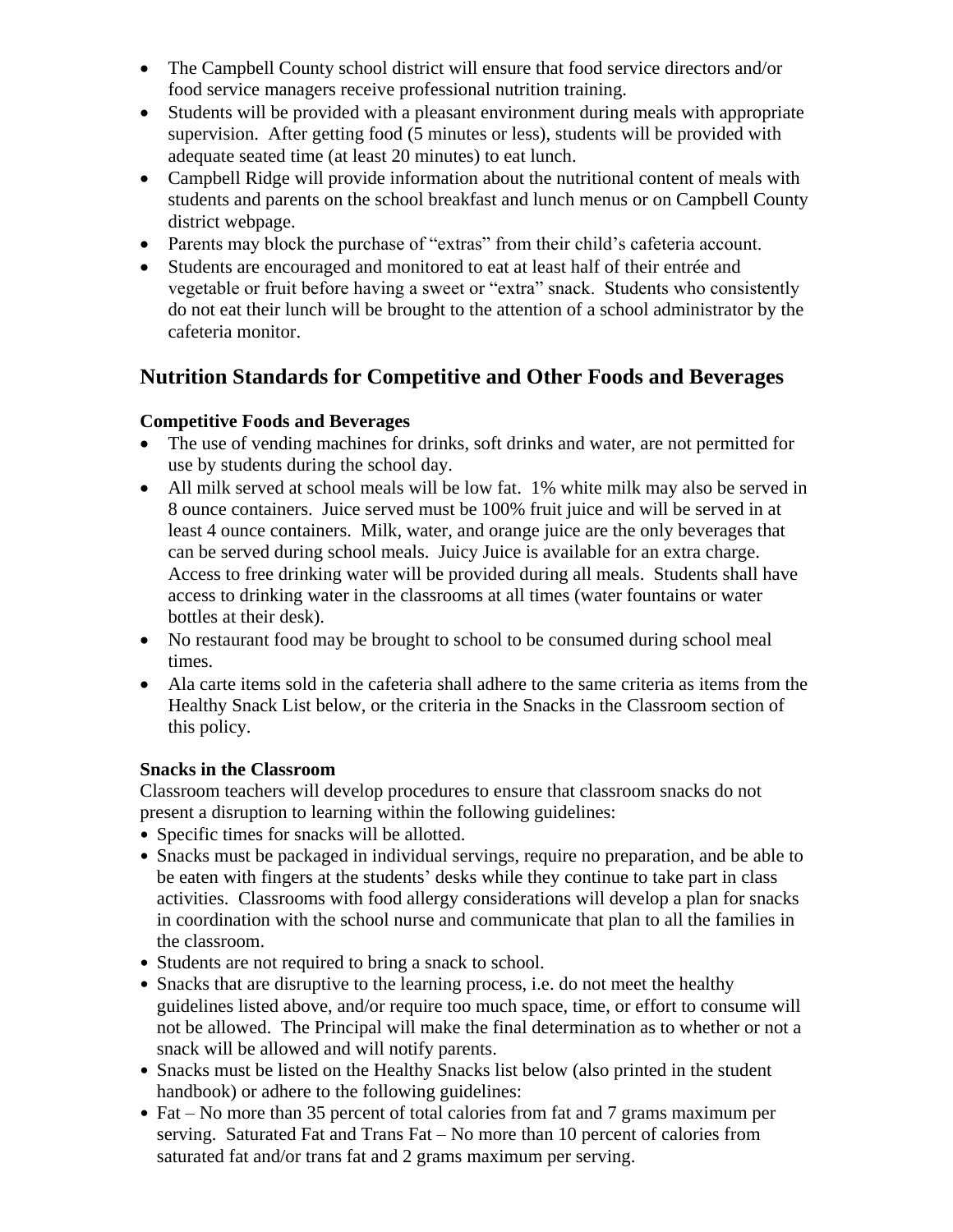- The Campbell County school district will ensure that food service directors and/or food service managers receive professional nutrition training.
- Students will be provided with a pleasant environment during meals with appropriate supervision. After getting food (5 minutes or less), students will be provided with adequate seated time (at least 20 minutes) to eat lunch.
- Campbell Ridge will provide information about the nutritional content of meals with students and parents on the school breakfast and lunch menus or on Campbell County district webpage.
- Parents may block the purchase of "extras" from their child's cafeteria account.
- Students are encouraged and monitored to eat at least half of their entrée and vegetable or fruit before having a sweet or "extra" snack. Students who consistently do not eat their lunch will be brought to the attention of a school administrator by the cafeteria monitor.

## Nutrition Standards for Competitive and Other Foods and Beverages

**Competitive Foods and Beverages**

- The use of vending machines for drinks, soft drinks and water, are not permitted for use by students during the school day.
- All milk served at school meals will be low fat. 1% white milk may also be served in 8 ounce containers. Juice served must be 100% fruit juice and will be served in at least 4 ounce containers. Milk, water, and orange juice are the only beverages that can be served during school meals. Juicy Juice is available for an extra charge. Access to free drinking water will be provided during all meals. Students shall have access to drinking water in the classrooms at all times (water fountains or water bottles at their desk).
- No restaurant food may be brought to school to be consumed during school meal times.
- Ala carte items sold in the cafeteria shall adhere to the same criteria as items from the Healthy Snack List below, or the criteria in the Snacks in the Classroom section of this policy.

**Snacks in the Classroom**

Classroom teachers will develop procedures to ensure that classroom snacks do not present a disruption to learning within the following guidelines:

- Specific times for snacks will be allotted.
- Snacks must be packaged in individual servings, require no preparation, and be able to be eaten with fingers at the students' desks while they continue to take part in class activities. Classrooms with food allergy considerations will develop a plan for snacks in coordination with the school nurse and communicate that plan to all the families in the classroom.
- Students are not required to bring a snack to school.
- Snacks that are disruptive to the learning process, i.e. do not meet the healthy guidelines listed above, and/or require too much space, time, or effort to consume will not be allowed. The Principal will make the final determination as to whether or not a snack will be allowed and will notify parents.
- Snacks must be listed on the Healthy Snacks list below (also printed in the student handbook) or adhere to the following guidelines:
- Fat – No more than 35 percent of total calories from fat and 7 grams maximum per serving. Saturated Fat and Trans Fat – No more than 10 percent of calories from saturated fat and/or trans fat and 2 grams maximum per serving.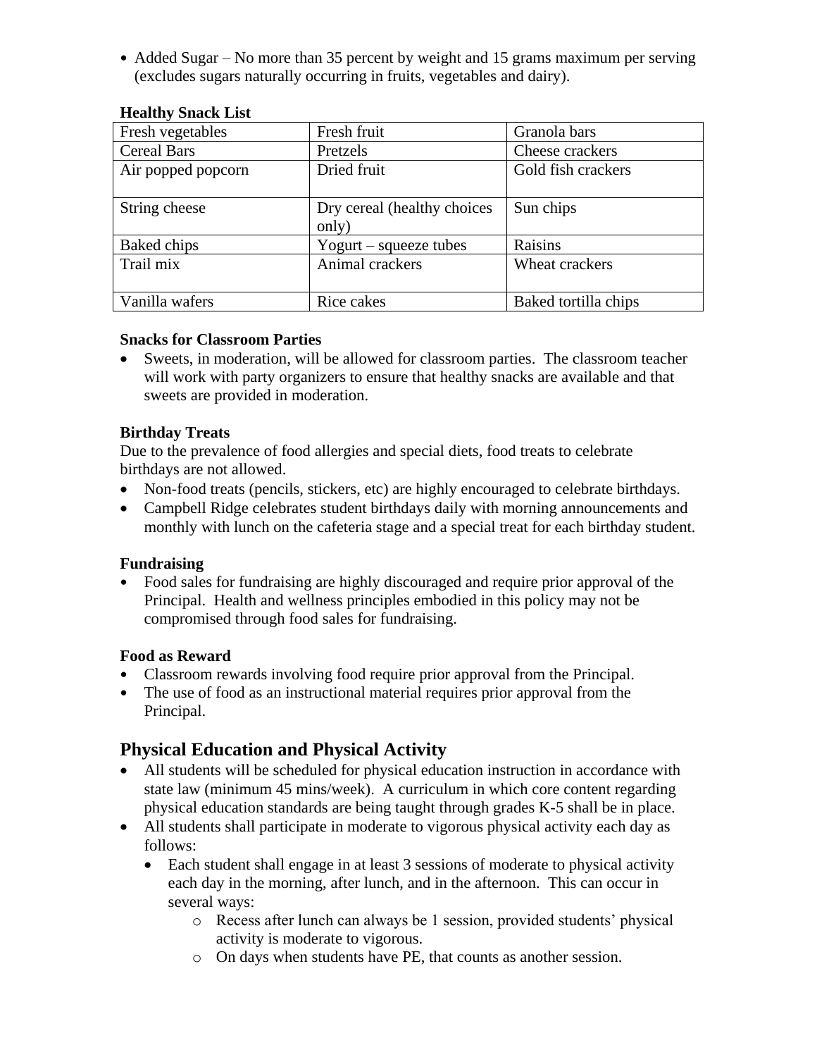- Added Sugar – No more than 35 percent by weight and 15 grams maximum per serving (excludes sugars naturally occurring in fruits, vegetables and dairy).

**Healthy Snack List**

| | | |
|---|---|---|
| Fresh vegetables | Fresh fruit | Granola bars |
| Cereal Bars | Pretzels | Cheese crackers |
| Air popped popcorn | Dried fruit | Gold fish crackers |
| String cheese | Dry cereal (healthy choices only) | Sun chips |
| Baked chips | Yogurt – squeeze tubes | Raisins |
| Trail mix | Animal crackers | Wheat crackers |
| Vanilla wafers | Rice cakes | Baked tortilla chips |

**Snacks for Classroom Parties**

- Sweets, in moderation, will be allowed for classroom parties. The classroom teacher will work with party organizers to ensure that healthy snacks are available and that sweets are provided in moderation.

**Birthday Treats**

Due to the prevalence of food allergies and special diets, food treats to celebrate birthdays are not allowed.

- Non-food treats (pencils, stickers, etc) are highly encouraged to celebrate birthdays.
- Campbell Ridge celebrates student birthdays daily with morning announcements and monthly with lunch on the cafeteria stage and a special treat for each birthday student.

**Fundraising**

- Food sales for fundraising are highly discouraged and require prior approval of the Principal. Health and wellness principles embodied in this policy may not be compromised through food sales for fundraising.

**Food as Reward**

- Classroom rewards involving food require prior approval from the Principal.
- The use of food as an instructional material requires prior approval from the Principal.

## Physical Education and Physical Activity

- All students will be scheduled for physical education instruction in accordance with state law (minimum 45 mins/week). A curriculum in which core content regarding physical education standards are being taught through grades K-5 shall be in place.
- All students shall participate in moderate to vigorous physical activity each day as follows:
  - Each student shall engage in at least 3 sessions of moderate to physical activity each day in the morning, after lunch, and in the afternoon. This can occur in several ways:
    - Recess after lunch can always be 1 session, provided students' physical activity is moderate to vigorous.
    - On days when students have PE, that counts as another session.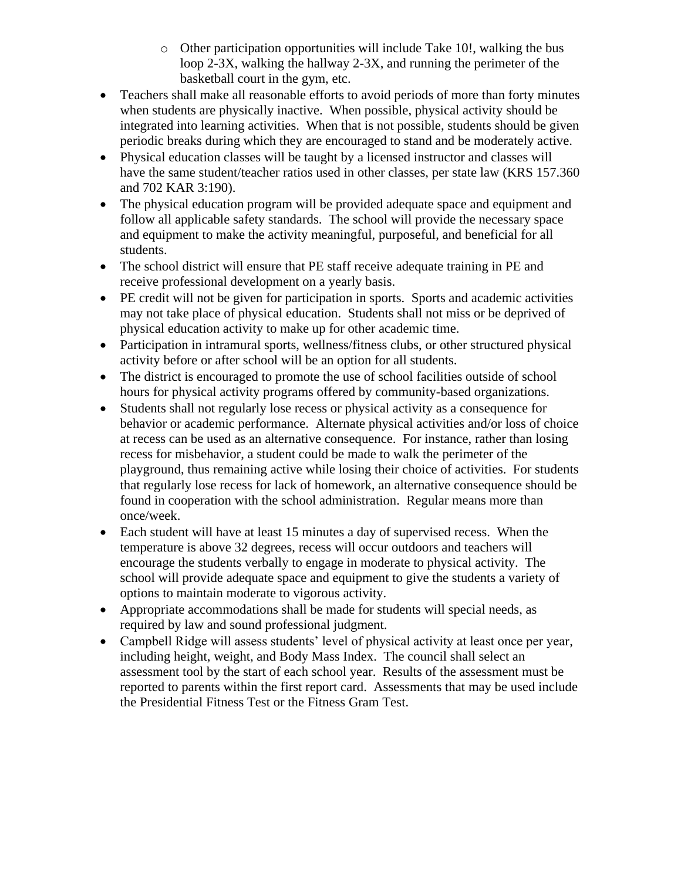- Other participation opportunities will include Take 10!, walking the bus loop 2-3X, walking the hallway 2-3X, and running the perimeter of the basketball court in the gym, etc.
- Teachers shall make all reasonable efforts to avoid periods of more than forty minutes when students are physically inactive. When possible, physical activity should be integrated into learning activities. When that is not possible, students should be given periodic breaks during which they are encouraged to stand and be moderately active.
- Physical education classes will be taught by a licensed instructor and classes will have the same student/teacher ratios used in other classes, per state law (KRS 157.360 and 702 KAR 3:190).
- The physical education program will be provided adequate space and equipment and follow all applicable safety standards. The school will provide the necessary space and equipment to make the activity meaningful, purposeful, and beneficial for all students.
- The school district will ensure that PE staff receive adequate training in PE and receive professional development on a yearly basis.
- PE credit will not be given for participation in sports. Sports and academic activities may not take place of physical education. Students shall not miss or be deprived of physical education activity to make up for other academic time.
- Participation in intramural sports, wellness/fitness clubs, or other structured physical activity before or after school will be an option for all students.
- The district is encouraged to promote the use of school facilities outside of school hours for physical activity programs offered by community-based organizations.
- Students shall not regularly lose recess or physical activity as a consequence for behavior or academic performance. Alternate physical activities and/or loss of choice at recess can be used as an alternative consequence. For instance, rather than losing recess for misbehavior, a student could be made to walk the perimeter of the playground, thus remaining active while losing their choice of activities. For students that regularly lose recess for lack of homework, an alternative consequence should be found in cooperation with the school administration. Regular means more than once/week.
- Each student will have at least 15 minutes a day of supervised recess. When the temperature is above 32 degrees, recess will occur outdoors and teachers will encourage the students verbally to engage in moderate to physical activity. The school will provide adequate space and equipment to give the students a variety of options to maintain moderate to vigorous activity.
- Appropriate accommodations shall be made for students will special needs, as required by law and sound professional judgment.
- Campbell Ridge will assess students' level of physical activity at least once per year, including height, weight, and Body Mass Index. The council shall select an assessment tool by the start of each school year. Results of the assessment must be reported to parents within the first report card. Assessments that may be used include the Presidential Fitness Test or the Fitness Gram Test.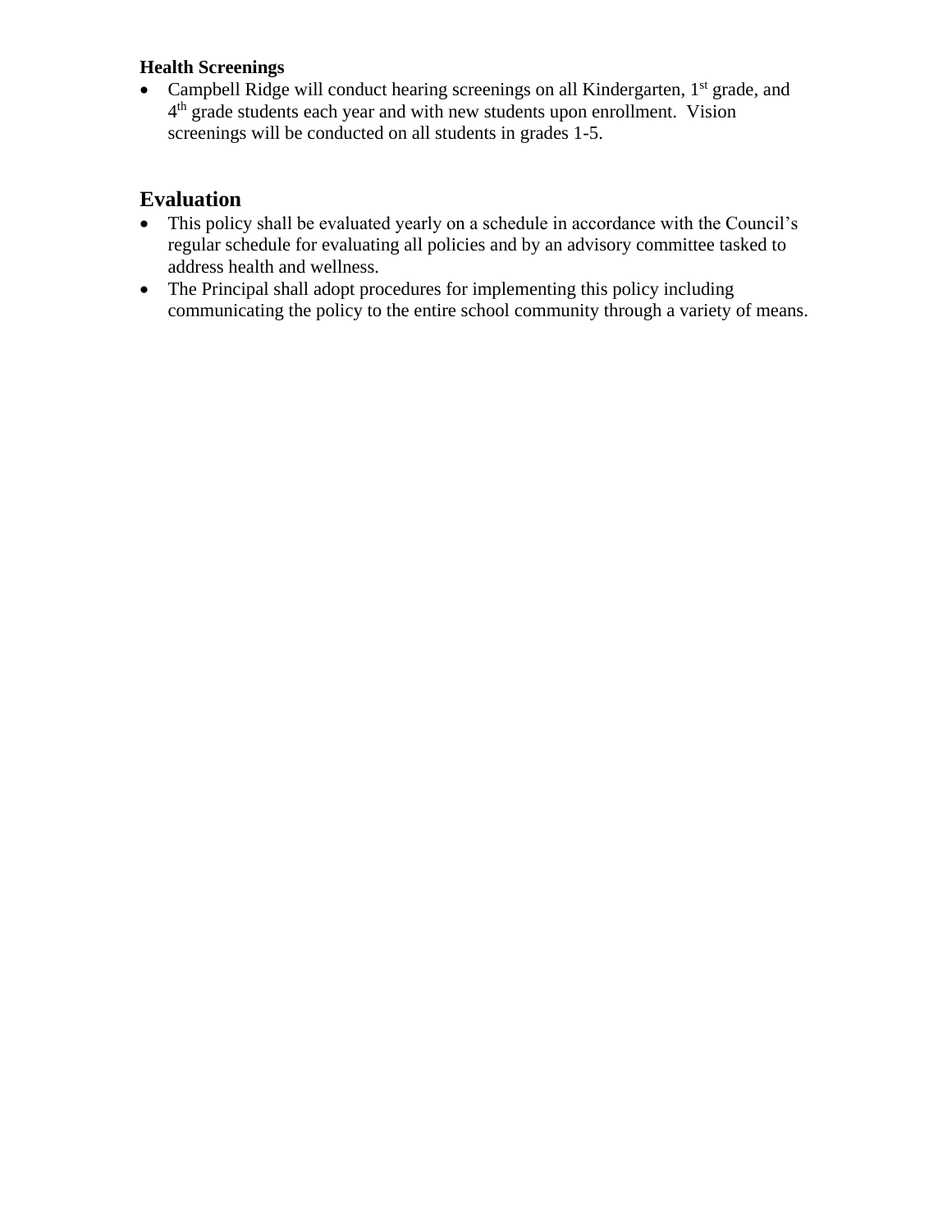**Health Screenings**

- Campbell Ridge will conduct hearing screenings on all Kindergarten, 1st grade, and 4th grade students each year and with new students upon enrollment. Vision screenings will be conducted on all students in grades 1-5.

## Evaluation

- This policy shall be evaluated yearly on a schedule in accordance with the Council's regular schedule for evaluating all policies and by an advisory committee tasked to address health and wellness.
- The Principal shall adopt procedures for implementing this policy including communicating the policy to the entire school community through a variety of means.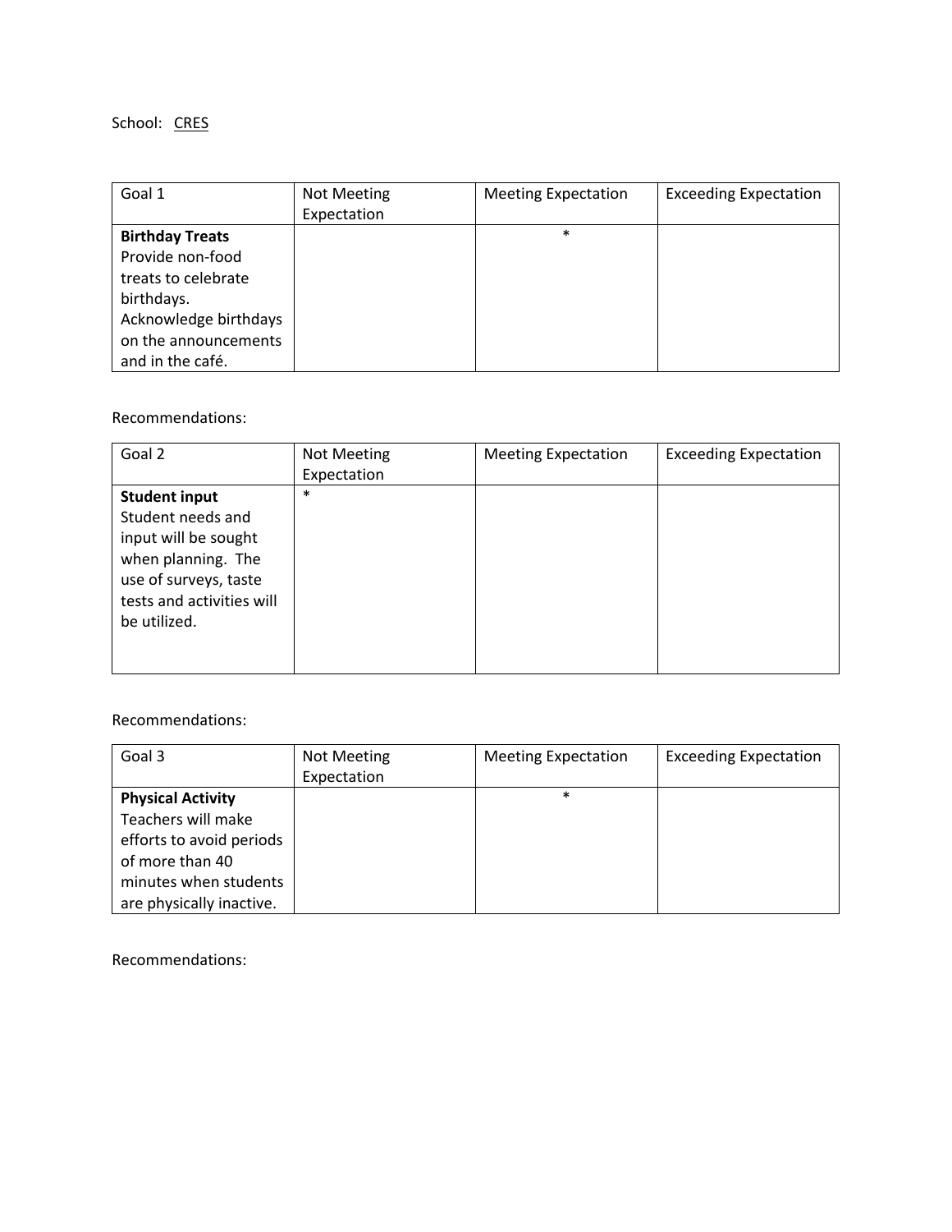School: CRES

| Goal 1 | Not Meeting Expectation | Meeting Expectation | Exceeding Expectation |
| --- | --- | --- | --- |
| **Birthday Treats** Provide non-food treats to celebrate birthdays. Acknowledge birthdays on the announcements and in the café. | | * | |

Recommendations:

| Goal 2 | Not Meeting Expectation | Meeting Expectation | Exceeding Expectation |
| --- | --- | --- | --- |
| **Student input** Student needs and input will be sought when planning. The use of surveys, taste tests and activities will be utilized. | * | | |

Recommendations:

| Goal 3 | Not Meeting Expectation | Meeting Expectation | Exceeding Expectation |
| --- | --- | --- | --- |
| **Physical Activity** Teachers will make efforts to avoid periods of more than 40 minutes when students are physically inactive. | | * | |

Recommendations: